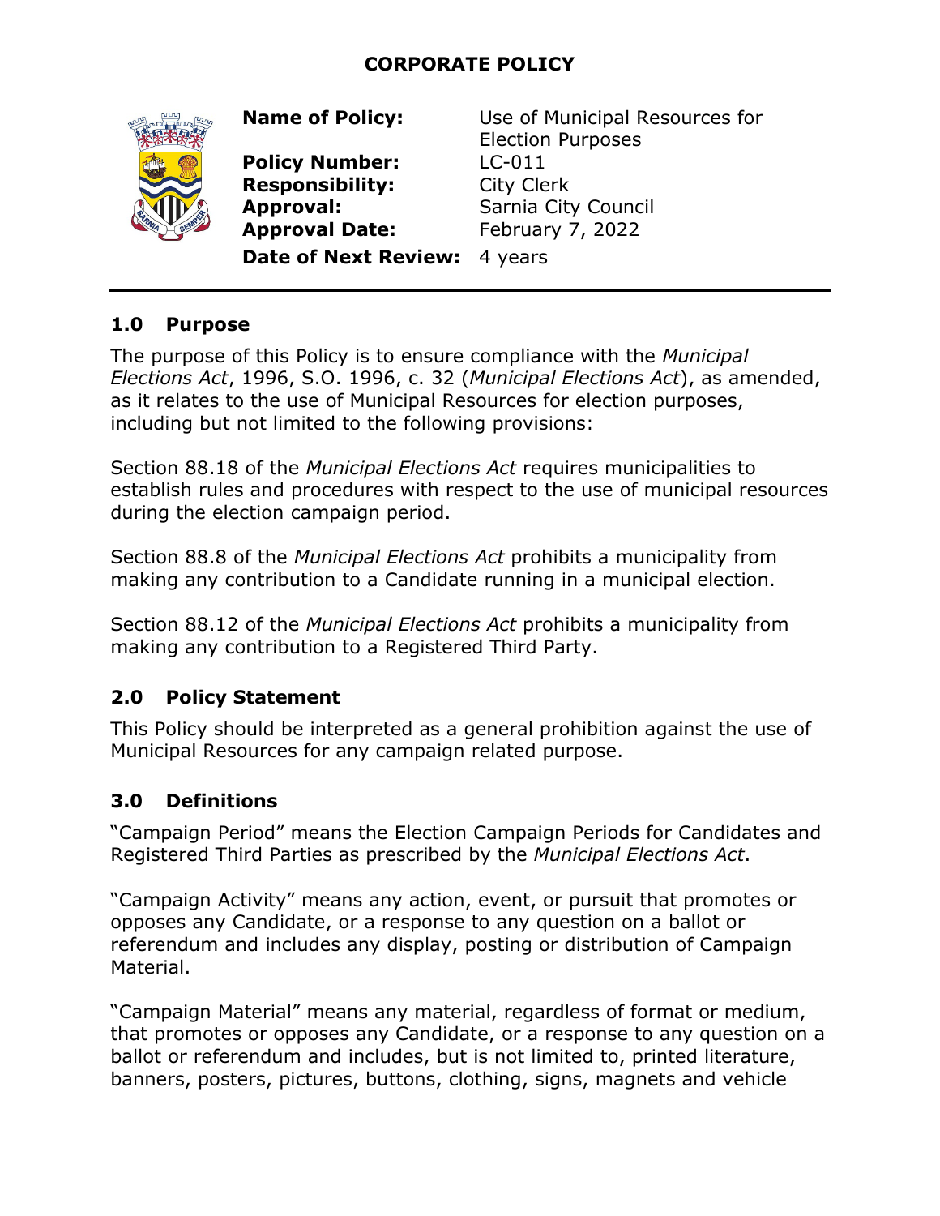# CORPORATE POLICY

| | |
|---|---|
| **Name of Policy:** | Use of Municipal Resources for Election Purposes |
| **Policy Number:** | LC-011 |
| **Responsibility:** | City Clerk |
| **Approval:** | Sarnia City Council |
| **Approval Date:** | February 7, 2022 |
| **Date of Next Review:** | 4 years |

## 1.0 Purpose

The purpose of this Policy is to ensure compliance with the *Municipal Elections Act*, 1996, S.O. 1996, c. 32 (*Municipal Elections Act*), as amended, as it relates to the use of Municipal Resources for election purposes, including but not limited to the following provisions:

Section 88.18 of the *Municipal Elections Act* requires municipalities to establish rules and procedures with respect to the use of municipal resources during the election campaign period.

Section 88.8 of the *Municipal Elections Act* prohibits a municipality from making any contribution to a Candidate running in a municipal election.

Section 88.12 of the *Municipal Elections Act* prohibits a municipality from making any contribution to a Registered Third Party.

## 2.0 Policy Statement

This Policy should be interpreted as a general prohibition against the use of Municipal Resources for any campaign related purpose.

## 3.0 Definitions

"Campaign Period" means the Election Campaign Periods for Candidates and Registered Third Parties as prescribed by the *Municipal Elections Act*.

"Campaign Activity" means any action, event, or pursuit that promotes or opposes any Candidate, or a response to any question on a ballot or referendum and includes any display, posting or distribution of Campaign Material.

"Campaign Material" means any material, regardless of format or medium, that promotes or opposes any Candidate, or a response to any question on a ballot or referendum and includes, but is not limited to, printed literature, banners, posters, pictures, buttons, clothing, signs, magnets and vehicle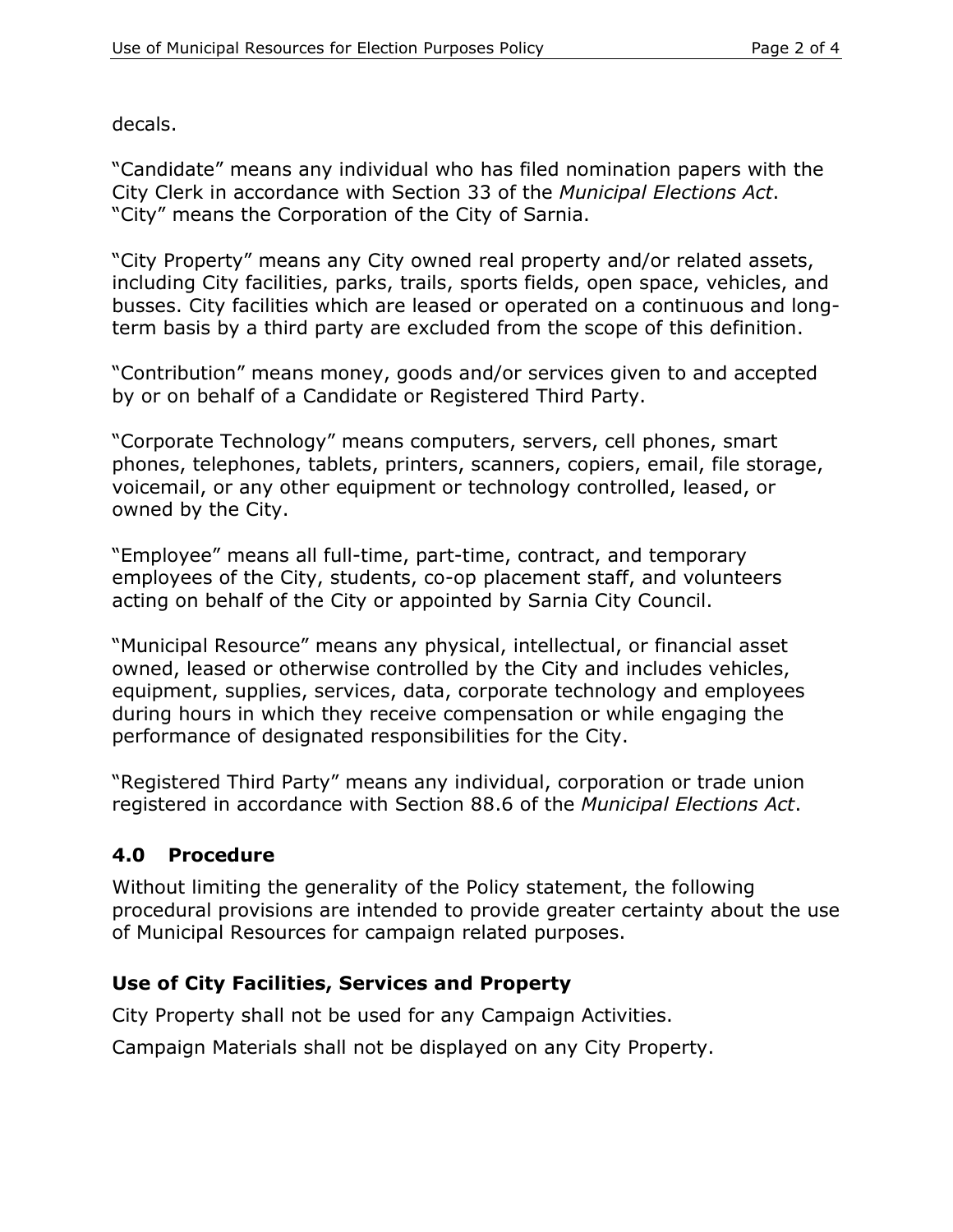decals.

"Candidate" means any individual who has filed nomination papers with the City Clerk in accordance with Section 33 of the *Municipal Elections Act*.
"City" means the Corporation of the City of Sarnia.

"City Property" means any City owned real property and/or related assets, including City facilities, parks, trails, sports fields, open space, vehicles, and busses. City facilities which are leased or operated on a continuous and long-term basis by a third party are excluded from the scope of this definition.

"Contribution" means money, goods and/or services given to and accepted by or on behalf of a Candidate or Registered Third Party.

"Corporate Technology" means computers, servers, cell phones, smart phones, telephones, tablets, printers, scanners, copiers, email, file storage, voicemail, or any other equipment or technology controlled, leased, or owned by the City.

"Employee" means all full-time, part-time, contract, and temporary employees of the City, students, co-op placement staff, and volunteers acting on behalf of the City or appointed by Sarnia City Council.

"Municipal Resource" means any physical, intellectual, or financial asset owned, leased or otherwise controlled by the City and includes vehicles, equipment, supplies, services, data, corporate technology and employees during hours in which they receive compensation or while engaging the performance of designated responsibilities for the City.

"Registered Third Party" means any individual, corporation or trade union registered in accordance with Section 88.6 of the *Municipal Elections Act*.

## 4.0 Procedure

Without limiting the generality of the Policy statement, the following procedural provisions are intended to provide greater certainty about the use of Municipal Resources for campaign related purposes.

### Use of City Facilities, Services and Property

City Property shall not be used for any Campaign Activities.

Campaign Materials shall not be displayed on any City Property.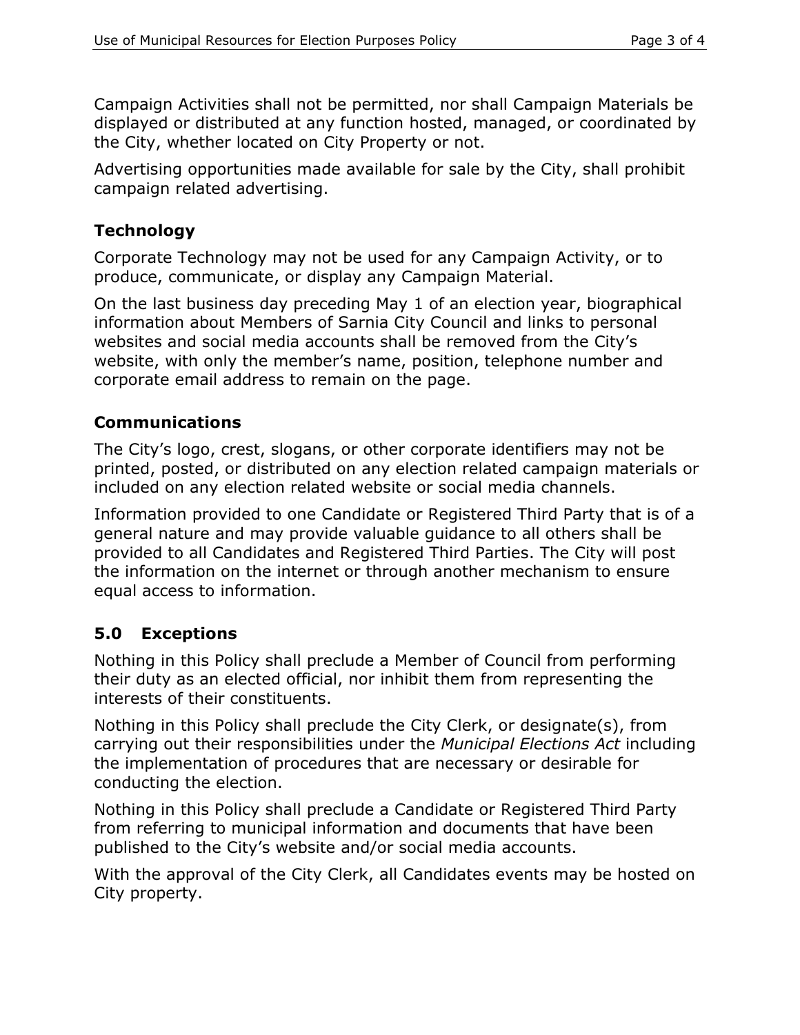Campaign Activities shall not be permitted, nor shall Campaign Materials be displayed or distributed at any function hosted, managed, or coordinated by the City, whether located on City Property or not.

Advertising opportunities made available for sale by the City, shall prohibit campaign related advertising.

### Technology

Corporate Technology may not be used for any Campaign Activity, or to produce, communicate, or display any Campaign Material.

On the last business day preceding May 1 of an election year, biographical information about Members of Sarnia City Council and links to personal websites and social media accounts shall be removed from the City's website, with only the member's name, position, telephone number and corporate email address to remain on the page.

### Communications

The City's logo, crest, slogans, or other corporate identifiers may not be printed, posted, or distributed on any election related campaign materials or included on any election related website or social media channels.

Information provided to one Candidate or Registered Third Party that is of a general nature and may provide valuable guidance to all others shall be provided to all Candidates and Registered Third Parties. The City will post the information on the internet or through another mechanism to ensure equal access to information.

## 5.0 Exceptions

Nothing in this Policy shall preclude a Member of Council from performing their duty as an elected official, nor inhibit them from representing the interests of their constituents.

Nothing in this Policy shall preclude the City Clerk, or designate(s), from carrying out their responsibilities under the *Municipal Elections Act* including the implementation of procedures that are necessary or desirable for conducting the election.

Nothing in this Policy shall preclude a Candidate or Registered Third Party from referring to municipal information and documents that have been published to the City's website and/or social media accounts.

With the approval of the City Clerk, all Candidates events may be hosted on City property.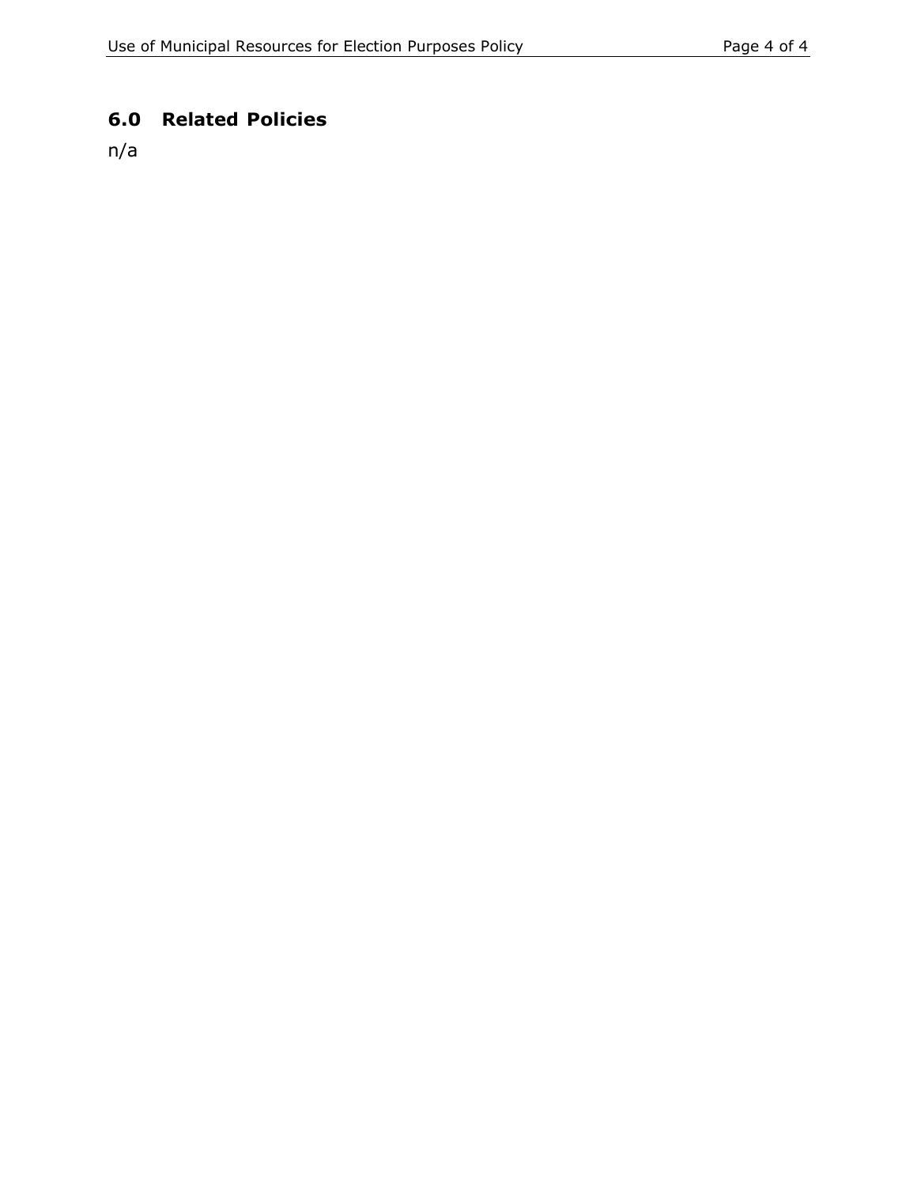## 6.0 Related Policies

n/a